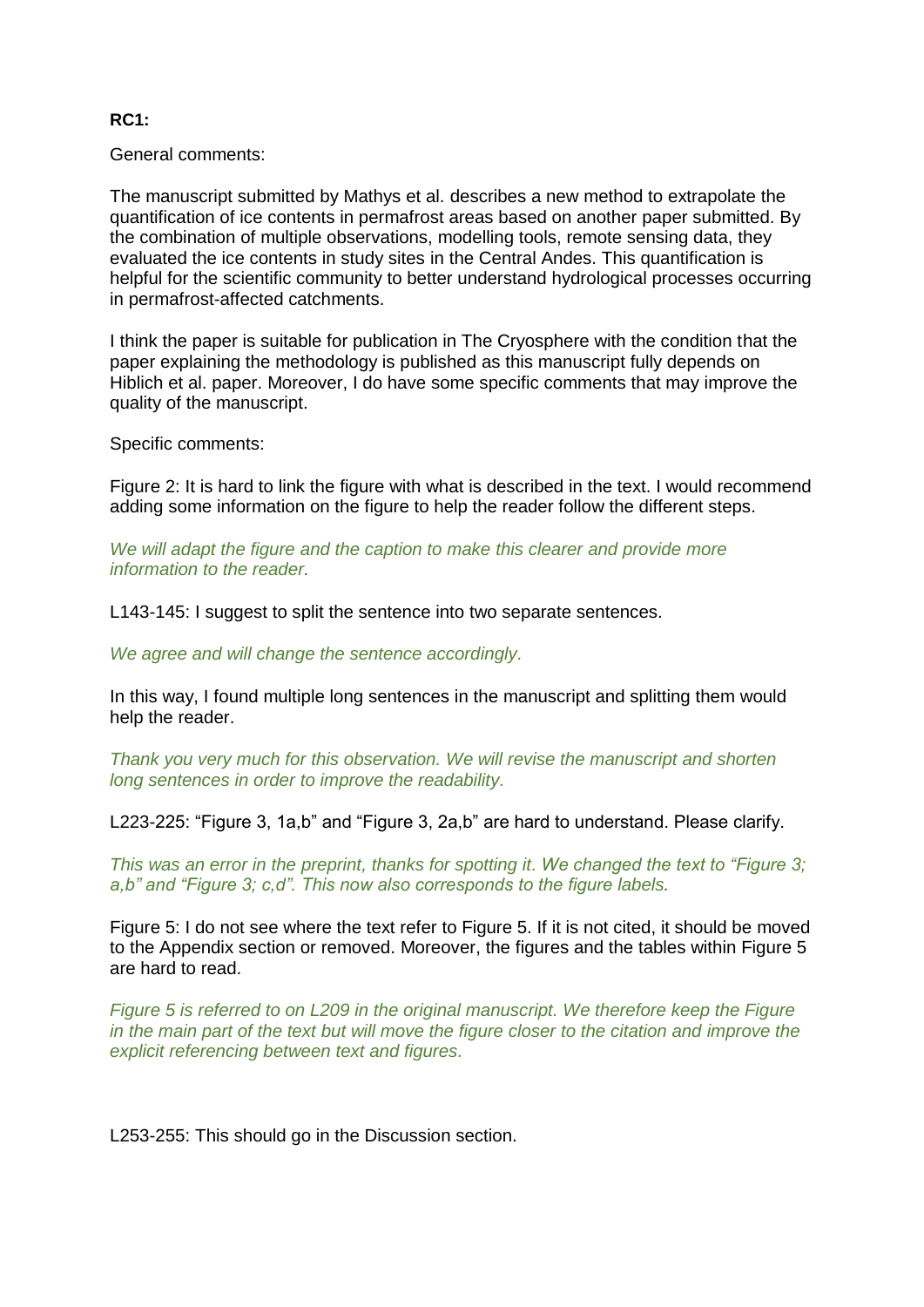**RC1:**

General comments:

The manuscript submitted by Mathys et al. describes a new method to extrapolate the quantification of ice contents in permafrost areas based on another paper submitted. By the combination of multiple observations, modelling tools, remote sensing data, they evaluated the ice contents in study sites in the Central Andes. This quantification is helpful for the scientific community to better understand hydrological processes occurring in permafrost-affected catchments.

I think the paper is suitable for publication in The Cryosphere with the condition that the paper explaining the methodology is published as this manuscript fully depends on Hiblich et al. paper. Moreover, I do have some specific comments that may improve the quality of the manuscript.

Specific comments:

Figure 2: It is hard to link the figure with what is described in the text. I would recommend adding some information on the figure to help the reader follow the different steps.

*We will adapt the figure and the caption to make this clearer and provide more information to the reader.*

L143-145: I suggest to split the sentence into two separate sentences.

*We agree and will change the sentence accordingly.*

In this way, I found multiple long sentences in the manuscript and splitting them would help the reader.

*Thank you very much for this observation. We will revise the manuscript and shorten long sentences in order to improve the readability.*

L223-225: "Figure 3, 1a,b" and "Figure 3, 2a,b" are hard to understand. Please clarify.

*This was an error in the preprint, thanks for spotting it. We changed the text to "Figure 3; a,b" and "Figure 3; c,d". This now also corresponds to the figure labels.*

Figure 5: I do not see where the text refer to Figure 5. If it is not cited, it should be moved to the Appendix section or removed. Moreover, the figures and the tables within Figure 5 are hard to read.

*Figure 5 is referred to on L209 in the original manuscript. We therefore keep the Figure in the main part of the text but will move the figure closer to the citation and improve the explicit referencing between text and figures.*

L253-255: This should go in the Discussion section.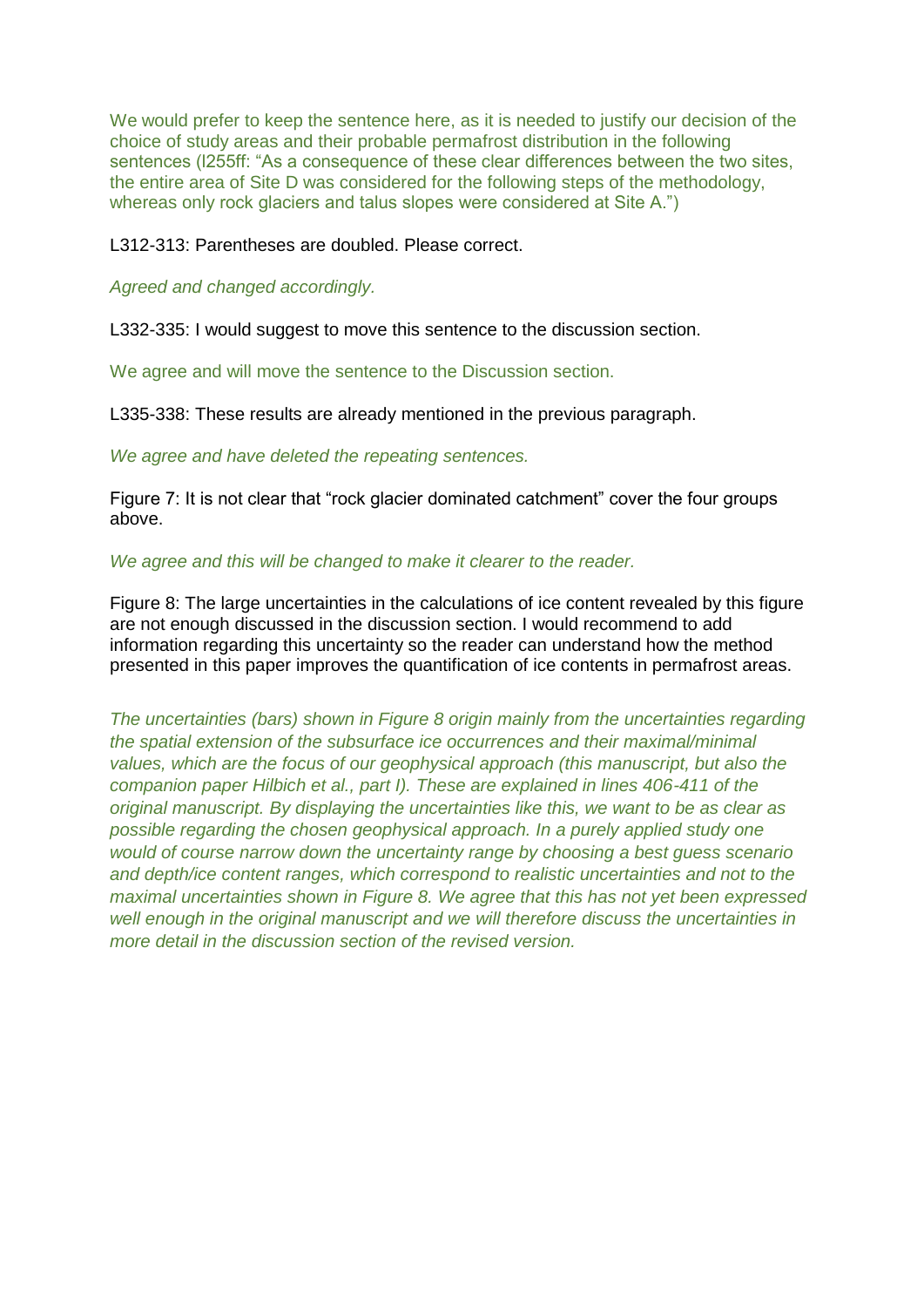We would prefer to keep the sentence here, as it is needed to justify our decision of the choice of study areas and their probable permafrost distribution in the following sentences (l255ff: “As a consequence of these clear differences between the two sites, the entire area of Site D was considered for the following steps of the methodology, whereas only rock glaciers and talus slopes were considered at Site A.”)

L312-313: Parentheses are doubled. Please correct.

*Agreed and changed accordingly.*

L332-335: I would suggest to move this sentence to the discussion section.

We agree and will move the sentence to the Discussion section.

L335-338: These results are already mentioned in the previous paragraph.

*We agree and have deleted the repeating sentences.*

Figure 7: It is not clear that “rock glacier dominated catchment” cover the four groups above.

*We agree and this will be changed to make it clearer to the reader.*

Figure 8: The large uncertainties in the calculations of ice content revealed by this figure are not enough discussed in the discussion section. I would recommend to add information regarding this uncertainty so the reader can understand how the method presented in this paper improves the quantification of ice contents in permafrost areas.

*The uncertainties (bars) shown in Figure 8 origin mainly from the uncertainties regarding the spatial extension of the subsurface ice occurrences and their maximal/minimal values, which are the focus of our geophysical approach (this manuscript, but also the companion paper Hilbich et al., part I). These are explained in lines 406-411 of the original manuscript. By displaying the uncertainties like this, we want to be as clear as possible regarding the chosen geophysical approach. In a purely applied study one would of course narrow down the uncertainty range by choosing a best guess scenario and depth/ice content ranges, which correspond to realistic uncertainties and not to the maximal uncertainties shown in Figure 8. We agree that this has not yet been expressed well enough in the original manuscript and we will therefore discuss the uncertainties in more detail in the discussion section of the revised version.*